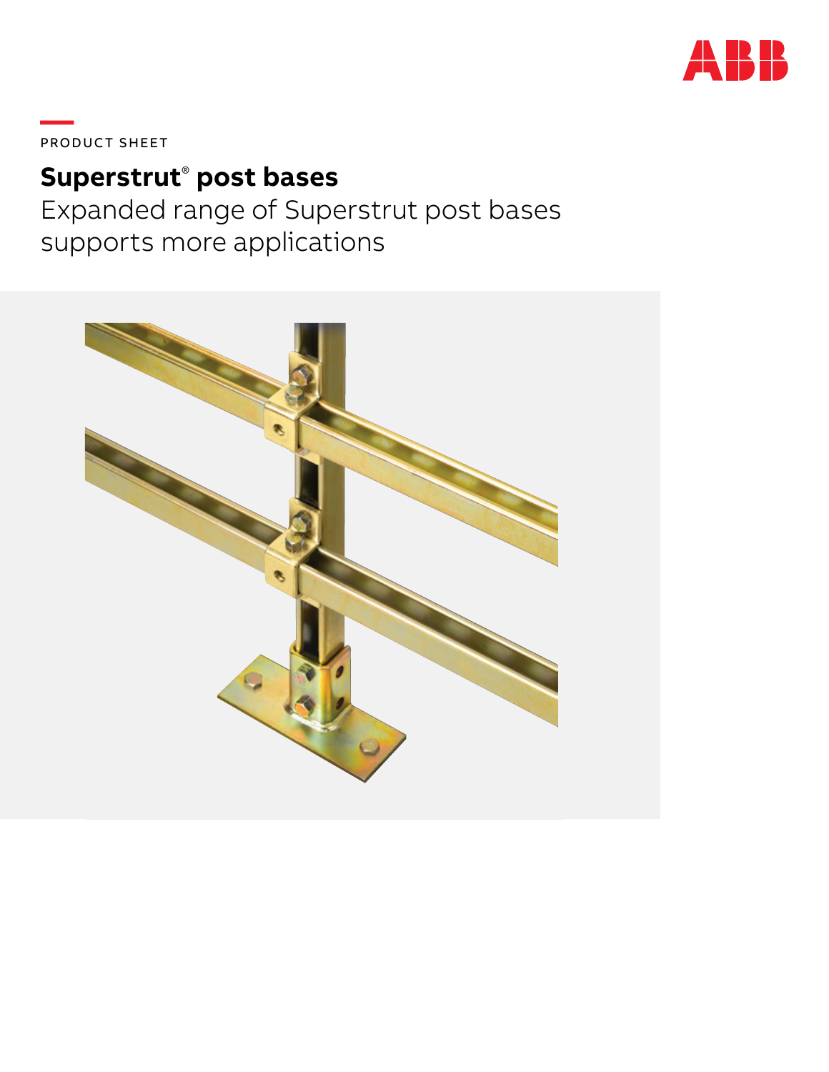PRODUCT SHEET

# Superstrut® post bases

## Expanded range of Superstrut post bases supports more applications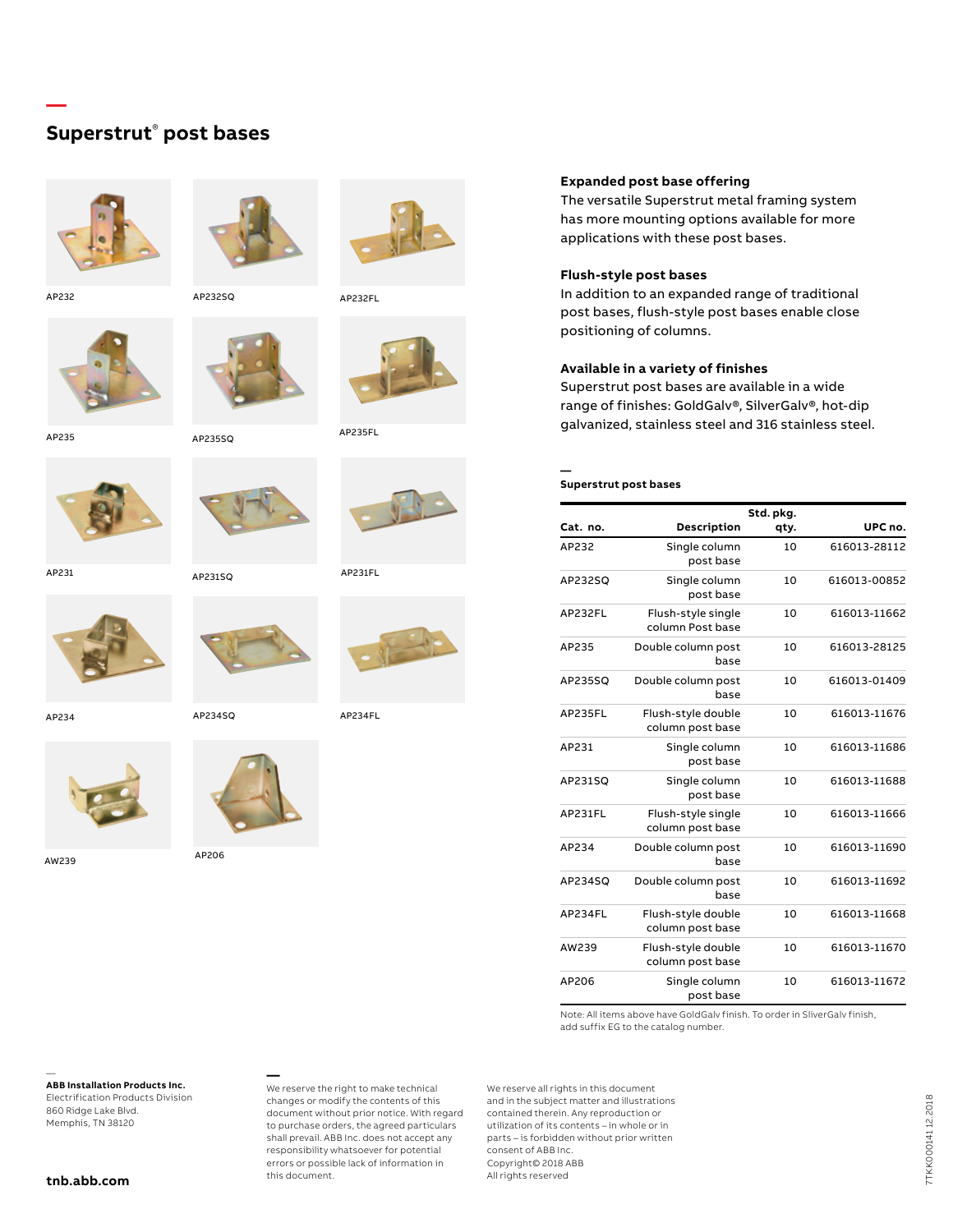## Superstrut® post bases

AP232

AP232SQ

AP232FL

AP235

AP235SQ

AP235FL

AP231

AP231SQ

AP231FL

AP234

AP234SQ

AP234FL

AW239

AP206

### Expanded post base offering

The versatile Superstrut metal framing system has more mounting options available for more applications with these post bases.

### Flush-style post bases

In addition to an expanded range of traditional post bases, flush-style post bases enable close positioning of columns.

### Available in a variety of finishes

Superstrut post bases are available in a wide range of finishes: GoldGalv®, SilverGalv®, hot-dip galvanized, stainless steel and 316 stainless steel.

**Superstrut post bases**

| Cat. no. | Description | Std. pkg. qty. | UPC no. |
|---|---|---|---|
| AP232 | Single column post base | 10 | 616013-28112 |
| AP232SQ | Single column post base | 10 | 616013-00852 |
| AP232FL | Flush-style single column Post base | 10 | 616013-11662 |
| AP235 | Double column post base | 10 | 616013-28125 |
| AP235SQ | Double column post base | 10 | 616013-01409 |
| AP235FL | Flush-style double column post base | 10 | 616013-11676 |
| AP231 | Single column post base | 10 | 616013-11686 |
| AP231SQ | Single column post base | 10 | 616013-11688 |
| AP231FL | Flush-style single column post base | 10 | 616013-11666 |
| AP234 | Double column post base | 10 | 616013-11690 |
| AP234SQ | Double column post base | 10 | 616013-11692 |
| AP234FL | Flush-style double column post base | 10 | 616013-11668 |
| AW239 | Flush-style double column post base | 10 | 616013-11670 |
| AP206 | Single column post base | 10 | 616013-11672 |

Note: All items above have GoldGalv finish. To order in SliverGalv finish, add suffix EG to the catalog number.

**ABB Installation Products Inc.**
Electrification Products Division
860 Ridge Lake Blvd.
Memphis, TN 38120

**tnb.abb.com**

We reserve the right to make technical changes or modify the contents of this document without prior notice. With regard to purchase orders, the agreed particulars shall prevail. ABB Inc. does not accept any responsibility whatsoever for potential errors or possible lack of information in this document.

We reserve all rights in this document and in the subject matter and illustrations contained therein. Any reproduction or utilization of its contents – in whole or in parts – is forbidden without prior written consent of ABB Inc.
Copyright© 2018 ABB
All rights reserved

7TKK000141 12.2018